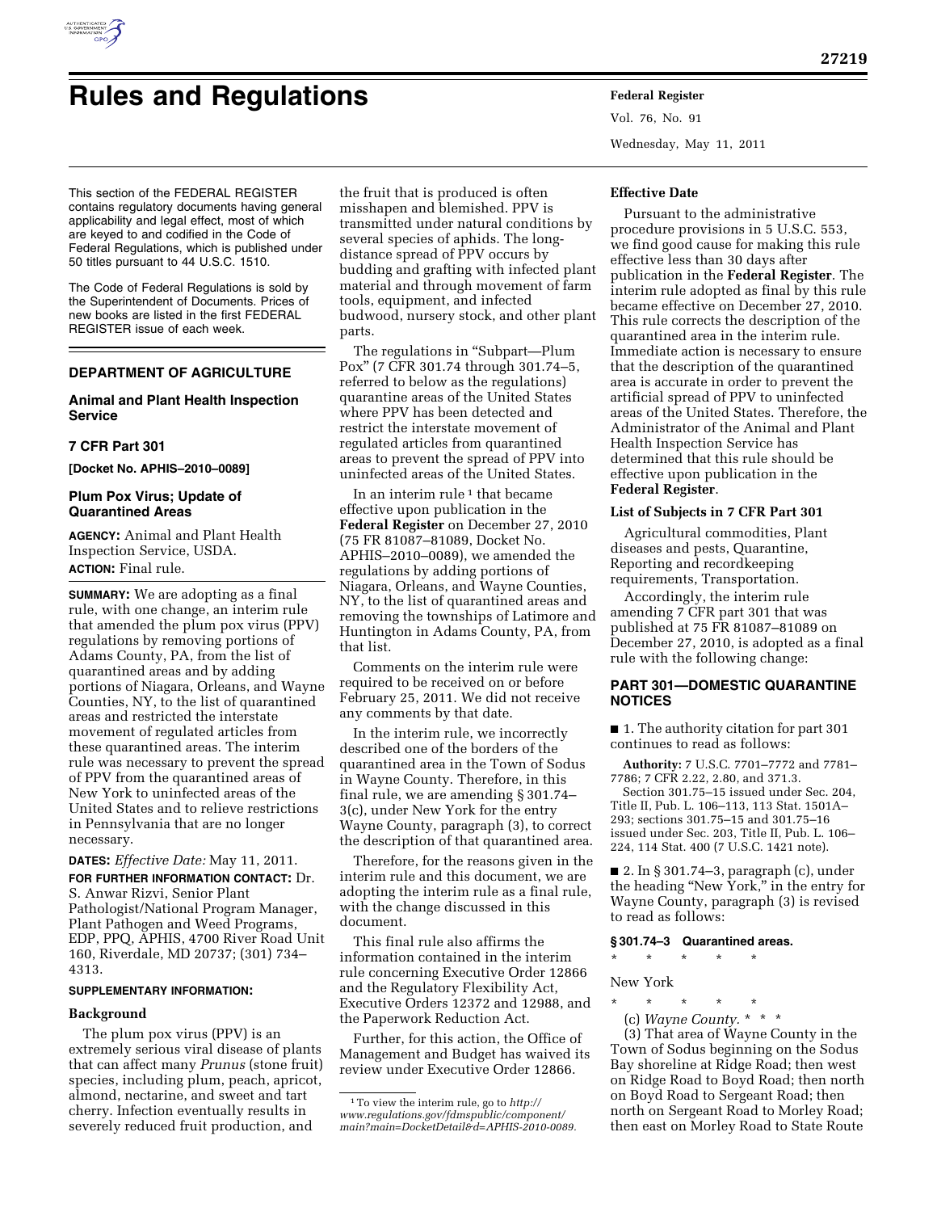# Rules and Regulations

This section of the FEDERAL REGISTER contains regulatory documents having general applicability and legal effect, most of which are keyed to and codified in the Code of Federal Regulations, which is published under 50 titles pursuant to 44 U.S.C. 1510.

The Code of Federal Regulations is sold by the Superintendent of Documents. Prices of new books are listed in the first FEDERAL REGISTER issue of each week.

## DEPARTMENT OF AGRICULTURE

### Animal and Plant Health Inspection Service

### 7 CFR Part 301

**[Docket No. APHIS–2010–0089]**

### Plum Pox Virus; Update of Quarantined Areas

**AGENCY:** Animal and Plant Health Inspection Service, USDA.

**ACTION:** Final rule.

**SUMMARY:** We are adopting as a final rule, with one change, an interim rule that amended the plum pox virus (PPV) regulations by removing portions of Adams County, PA, from the list of quarantined areas and by adding portions of Niagara, Orleans, and Wayne Counties, NY, to the list of quarantined areas and restricted the interstate movement of regulated articles from these quarantined areas. The interim rule was necessary to prevent the spread of PPV from the quarantined areas of New York to uninfected areas of the United States and to relieve restrictions in Pennsylvania that are no longer necessary.

**DATES:** *Effective Date:* May 11, 2011.

**FOR FURTHER INFORMATION CONTACT:** Dr. S. Anwar Rizvi, Senior Plant Pathologist/National Program Manager, Plant Pathogen and Weed Programs, EDP, PPQ, APHIS, 4700 River Road Unit 160, Riverdale, MD 20737; (301) 734–4313.

**SUPPLEMENTARY INFORMATION:**

#### Background

The plum pox virus (PPV) is an extremely serious viral disease of plants that can affect many *Prunus* (stone fruit) species, including plum, peach, apricot, almond, nectarine, and sweet and tart cherry. Infection eventually results in severely reduced fruit production, and the fruit that is produced is often misshapen and blemished. PPV is transmitted under natural conditions by several species of aphids. The long-distance spread of PPV occurs by budding and grafting with infected plant material and through movement of farm tools, equipment, and infected budwood, nursery stock, and other plant parts.

The regulations in "Subpart—Plum Pox" (7 CFR 301.74 through 301.74–5, referred to below as the regulations) quarantine areas of the United States where PPV has been detected and restrict the interstate movement of regulated articles from quarantined areas to prevent the spread of PPV into uninfected areas of the United States.

In an interim rule [1] that became effective upon publication in the **Federal Register** on December 27, 2010 (75 FR 81087–81089, Docket No. APHIS–2010–0089), we amended the regulations by adding portions of Niagara, Orleans, and Wayne Counties, NY, to the list of quarantined areas and removing the townships of Latimore and Huntington in Adams County, PA, from that list.

Comments on the interim rule were required to be received on or before February 25, 2011. We did not receive any comments by that date.

In the interim rule, we incorrectly described one of the borders of the quarantined area in the Town of Sodus in Wayne County. Therefore, in this final rule, we are amending § 301.74–3(c), under New York for the entry Wayne County, paragraph (3), to correct the description of that quarantined area.

Therefore, for the reasons given in the interim rule and this document, we are adopting the interim rule as a final rule, with the change discussed in this document.

This final rule also affirms the information contained in the interim rule concerning Executive Order 12866 and the Regulatory Flexibility Act, Executive Orders 12372 and 12988, and the Paperwork Reduction Act.

Further, for this action, the Office of Management and Budget has waived its review under Executive Order 12866.

[1] To view the interim rule, go to *http://www.regulations.gov/fdmspublic/component/main?main=DocketDetail&d=APHIS-2010-0089.*

#### Effective Date

Pursuant to the administrative procedure provisions in 5 U.S.C. 553, we find good cause for making this rule effective less than 30 days after publication in the **Federal Register**. The interim rule adopted as final by this rule became effective on December 27, 2010. This rule corrects the description of the quarantined area in the interim rule. Immediate action is necessary to ensure that the description of the quarantined area is accurate in order to prevent the artificial spread of PPV to uninfected areas of the United States. Therefore, the Administrator of the Animal and Plant Health Inspection Service has determined that this rule should be effective upon publication in the **Federal Register**.

#### List of Subjects in 7 CFR Part 301

Agricultural commodities, Plant diseases and pests, Quarantine, Reporting and recordkeeping requirements, Transportation.

Accordingly, the interim rule amending 7 CFR part 301 that was published at 75 FR 81087–81089 on December 27, 2010, is adopted as a final rule with the following change:

## PART 301—DOMESTIC QUARANTINE NOTICES

■ 1. The authority citation for part 301 continues to read as follows:

**Authority:** 7 U.S.C. 7701–7772 and 7781–7786; 7 CFR 2.22, 2.80, and 371.3.

Section 301.75–15 issued under Sec. 204, Title II, Pub. L. 106–113, 113 Stat. 1501A–293; sections 301.75–15 and 301.75–16 issued under Sec. 203, Title II, Pub. L. 106–224, 114 Stat. 400 (7 U.S.C. 1421 note).

■ 2. In § 301.74–3, paragraph (c), under the heading "New York," in the entry for Wayne County, paragraph (3) is revised to read as follows:

#### § 301.74–3 Quarantined areas.

\* \* \* \* \*

New York

\* \* \* \* \*

(c) *Wayne County.* \* \* \*

(3) That area of Wayne County in the Town of Sodus beginning on the Sodus Bay shoreline at Ridge Road; then west on Ridge Road to Boyd Road; then north on Boyd Road to Sergeant Road; then north on Sergeant Road to Morley Road; then east on Morley Road to State Route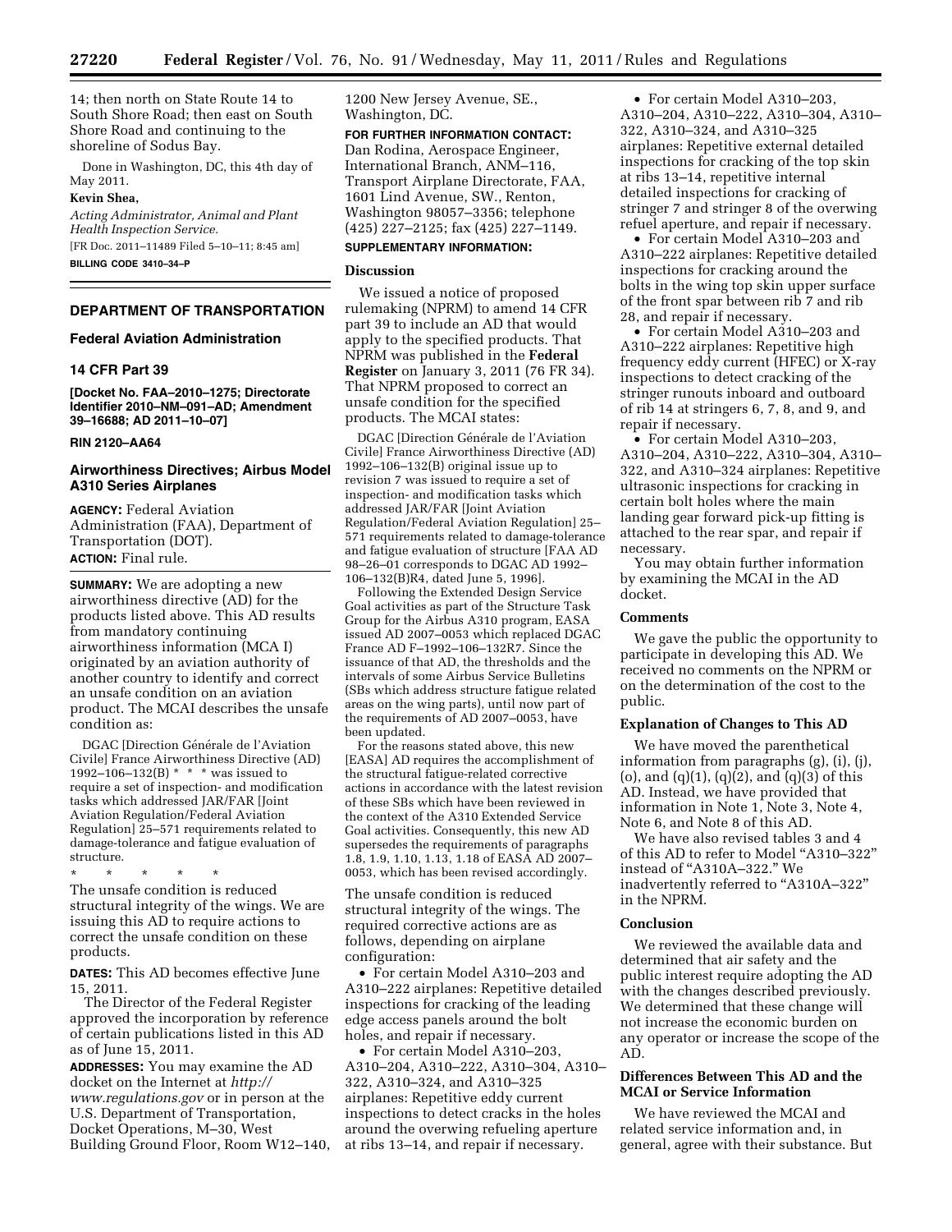14; then north on State Route 14 to South Shore Road; then east on South Shore Road and continuing to the shoreline of Sodus Bay.

Done in Washington, DC, this 4th day of May 2011.

**Kevin Shea,**

*Acting Administrator, Animal and Plant Health Inspection Service.*

[FR Doc. 2011–11489 Filed 5–10–11; 8:45 am]

**BILLING CODE 3410–34–P**

---

## DEPARTMENT OF TRANSPORTATION

### Federal Aviation Administration

### 14 CFR Part 39

**[Docket No. FAA–2010–1275; Directorate Identifier 2010–NM–091–AD; Amendment 39–16688; AD 2011–10–07]**

**RIN 2120–AA64**

### Airworthiness Directives; Airbus Model A310 Series Airplanes

**AGENCY:** Federal Aviation Administration (FAA), Department of Transportation (DOT).

**ACTION:** Final rule.

**SUMMARY:** We are adopting a new airworthiness directive (AD) for the products listed above. This AD results from mandatory continuing airworthiness information (MCA I) originated by an aviation authority of another country to identify and correct an unsafe condition on an aviation product. The MCAI describes the unsafe condition as:

> DGAC [Direction Générale de l'Aviation Civile] France Airworthiness Directive (AD) 1992–106–132(B) * * * was issued to require a set of inspection- and modification tasks which addressed JAR/FAR [Joint Aviation Regulation/Federal Aviation Regulation] 25–571 requirements related to damage-tolerance and fatigue evaluation of structure.
>
> \* \* \* \* \*

The unsafe condition is reduced structural integrity of the wings. We are issuing this AD to require actions to correct the unsafe condition on these products.

**DATES:** This AD becomes effective June 15, 2011.

The Director of the Federal Register approved the incorporation by reference of certain publications listed in this AD as of June 15, 2011.

**ADDRESSES:** You may examine the AD docket on the Internet at *http://www.regulations.gov* or in person at the U.S. Department of Transportation, Docket Operations, M–30, West Building Ground Floor, Room W12–140, 1200 New Jersey Avenue, SE., Washington, DC.

**FOR FURTHER INFORMATION CONTACT:** Dan Rodina, Aerospace Engineer, International Branch, ANM–116, Transport Airplane Directorate, FAA, 1601 Lind Avenue, SW., Renton, Washington 98057–3356; telephone (425) 227–2125; fax (425) 227–1149.

**SUPPLEMENTARY INFORMATION:**

#### Discussion

We issued a notice of proposed rulemaking (NPRM) to amend 14 CFR part 39 to include an AD that would apply to the specified products. That NPRM was published in the **Federal Register** on January 3, 2011 (76 FR 34). That NPRM proposed to correct an unsafe condition for the specified products. The MCAI states:

> DGAC [Direction Générale de l'Aviation Civile] France Airworthiness Directive (AD) 1992–106–132(B) original issue up to revision 7 was issued to require a set of inspection- and modification tasks which addressed JAR/FAR [Joint Aviation Regulation/Federal Aviation Regulation] 25–571 requirements related to damage-tolerance and fatigue evaluation of structure [FAA AD 98–26–01 corresponds to DGAC AD 1992–106–132(B)R4, dated June 5, 1996].
>
> Following the Extended Design Service Goal activities as part of the Structure Task Group for the Airbus A310 program, EASA issued AD 2007–0053 which replaced DGAC France AD F–1992–106–132R7. Since the issuance of that AD, the thresholds and the intervals of some Airbus Service Bulletins (SBs which address structure fatigue related areas on the wing parts), until now part of the requirements of AD 2007–0053, have been updated.
>
> For the reasons stated above, this new [EASA] AD requires the accomplishment of the structural fatigue-related corrective actions in accordance with the latest revision of these SBs which have been reviewed in the context of the A310 Extended Service Goal activities. Consequently, this new AD supersedes the requirements of paragraphs 1.8, 1.9, 1.10, 1.13, 1.18 of EASA AD 2007–0053, which has been revised accordingly.

The unsafe condition is reduced structural integrity of the wings. The required corrective actions are as follows, depending on airplane configuration:

- For certain Model A310–203 and A310–222 airplanes: Repetitive detailed inspections for cracking of the leading edge access panels around the bolt holes, and repair if necessary.
- For certain Model A310–203, A310–204, A310–222, A310–304, A310–322, A310–324, and A310–325 airplanes: Repetitive eddy current inspections to detect cracks in the holes around the overwing refueling aperture at ribs 13–14, and repair if necessary.
- For certain Model A310–203, A310–204, A310–222, A310–304, A310–322, A310–324, and A310–325 airplanes: Repetitive external detailed inspections for cracking of the top skin at ribs 13–14, repetitive internal detailed inspections for cracking of stringer 7 and stringer 8 of the overwing refuel aperture, and repair if necessary.
- For certain Model A310–203 and A310–222 airplanes: Repetitive detailed inspections for cracking around the bolts in the wing top skin upper surface of the front spar between rib 7 and rib 28, and repair if necessary.
- For certain Model A310–203 and A310–222 airplanes: Repetitive high frequency eddy current (HFEC) or X-ray inspections to detect cracking of the stringer runouts inboard and outboard of rib 14 at stringers 6, 7, 8, and 9, and repair if necessary.
- For certain Model A310–203, A310–204, A310–222, A310–304, A310–322, and A310–324 airplanes: Repetitive ultrasonic inspections for cracking in certain bolt holes where the main landing gear forward pick-up fitting is attached to the rear spar, and repair if necessary.

You may obtain further information by examining the MCAI in the AD docket.

#### Comments

We gave the public the opportunity to participate in developing this AD. We received no comments on the NPRM or on the determination of the cost to the public.

#### Explanation of Changes to This AD

We have moved the parenthetical information from paragraphs (g), (i), (j), (o), and (q)(1), (q)(2), and (q)(3) of this AD. Instead, we have provided that information in Note 1, Note 3, Note 4, Note 6, and Note 8 of this AD.

We have also revised tables 3 and 4 of this AD to refer to Model "A310–322" instead of "A310A–322." We inadvertently referred to "A310A–322" in the NPRM.

#### Conclusion

We reviewed the available data and determined that air safety and the public interest require adopting the AD with the changes described previously. We determined that these change will not increase the economic burden on any operator or increase the scope of the AD.

#### Differences Between This AD and the MCAI or Service Information

We have reviewed the MCAI and related service information and, in general, agree with their substance. But